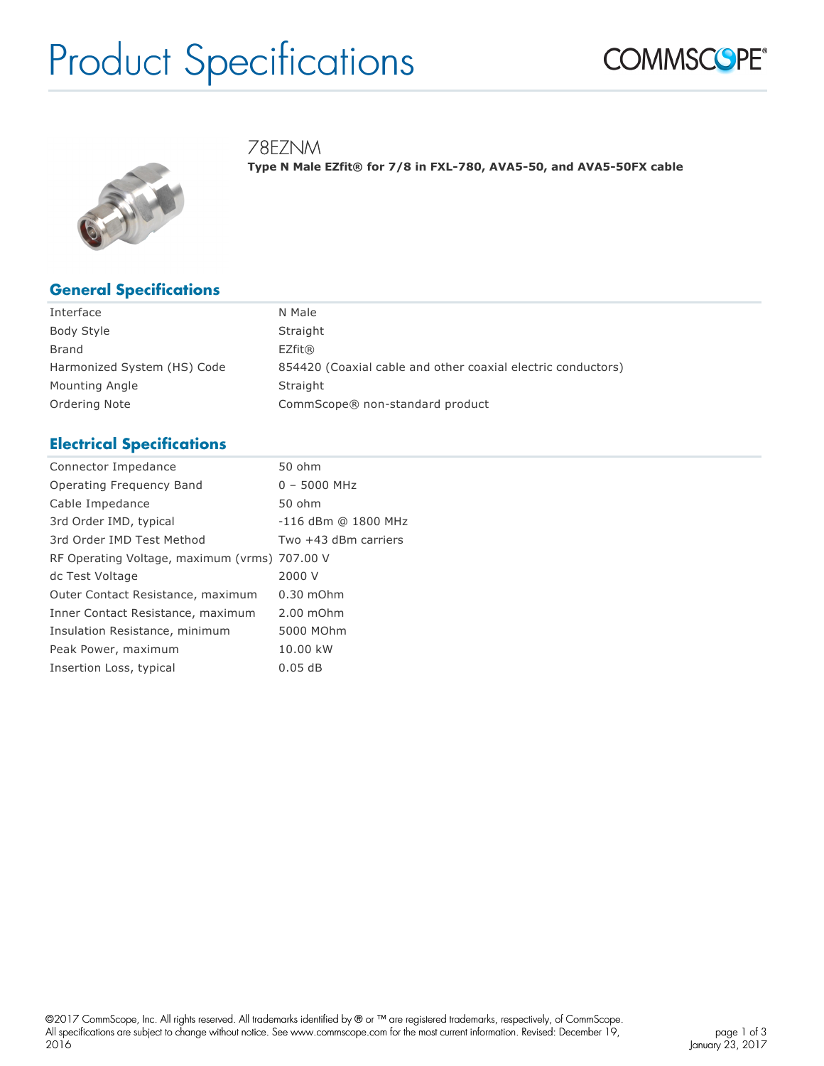# Product Specifications

COMMSCOPE®

## 78EZNM

**Type N Male EZfit® for 7/8 in FXL-780, AVA5-50, and AVA5-50FX cable**

## General Specifications

| | |
|---|---|
| Interface | N Male |
| Body Style | Straight |
| Brand | EZfit® |
| Harmonized System (HS) Code | 854420 (Coaxial cable and other coaxial electric conductors) |
| Mounting Angle | Straight |
| Ordering Note | CommScope® non-standard product |

## Electrical Specifications

| | |
|---|---|
| Connector Impedance | 50 ohm |
| Operating Frequency Band | 0 – 5000 MHz |
| Cable Impedance | 50 ohm |
| 3rd Order IMD, typical | -116 dBm @ 1800 MHz |
| 3rd Order IMD Test Method | Two +43 dBm carriers |
| RF Operating Voltage, maximum (vrms) | 707.00 V |
| dc Test Voltage | 2000 V |
| Outer Contact Resistance, maximum | 0.30 mOhm |
| Inner Contact Resistance, maximum | 2.00 mOhm |
| Insulation Resistance, minimum | 5000 MOhm |
| Peak Power, maximum | 10.00 kW |
| Insertion Loss, typical | 0.05 dB |

©2017 CommScope, Inc. All rights reserved. All trademarks identified by ® or ™ are registered trademarks, respectively, of CommScope. All specifications are subject to change without notice. See www.commscope.com for the most current information. Revised: December 19, 2016

January 23, 2017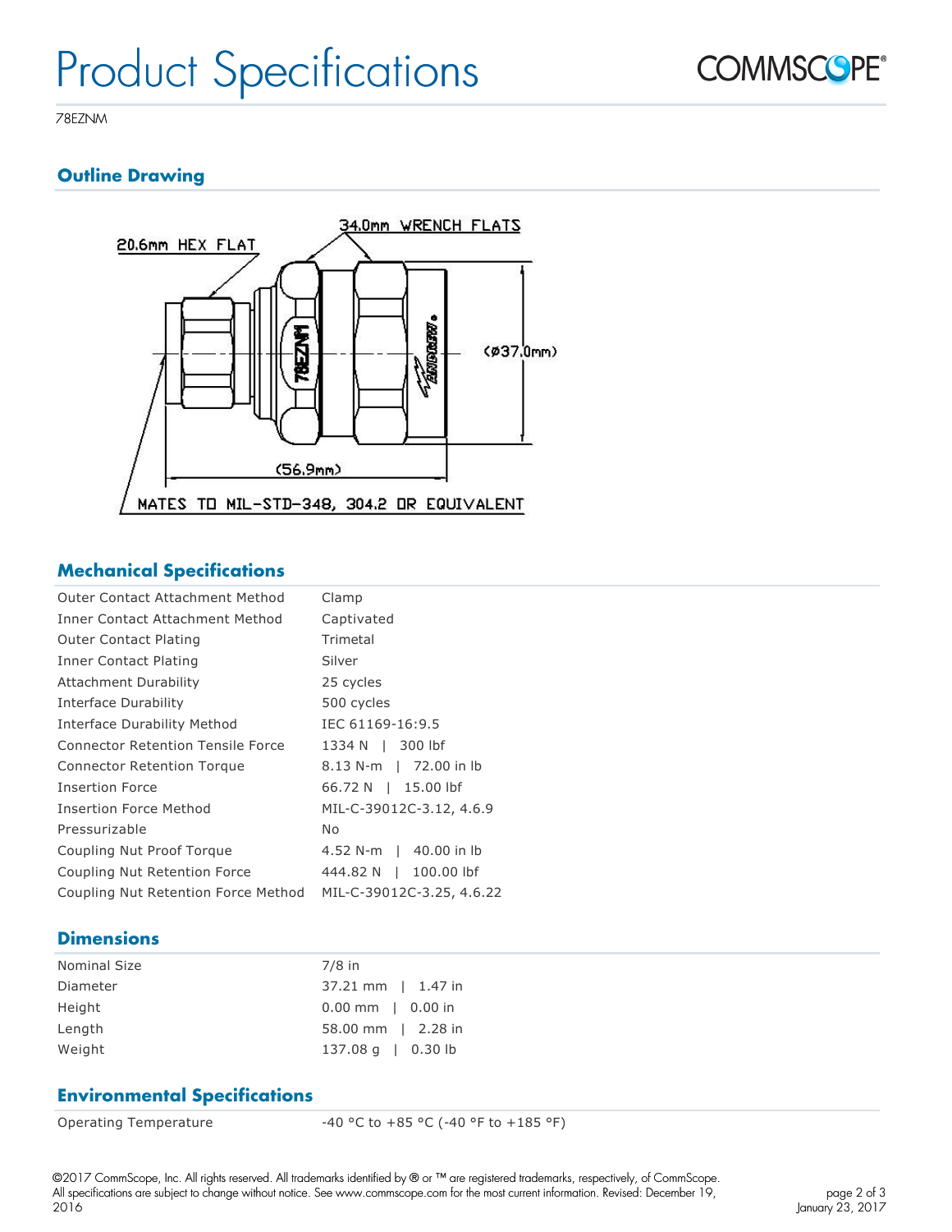# Product Specifications

78EZNM

## Outline Drawing

20.6mm HEX FLAT

34.0mm WRENCH FLATS

(Ø37.0mm)

(56.9mm)

MATES TO MIL-STD-348, 304.2 OR EQUIVALENT

## Mechanical Specifications

| | |
|---|---|
| Outer Contact Attachment Method | Clamp |
| Inner Contact Attachment Method | Captivated |
| Outer Contact Plating | Trimetal |
| Inner Contact Plating | Silver |
| Attachment Durability | 25 cycles |
| Interface Durability | 500 cycles |
| Interface Durability Method | IEC 61169-16:9.5 |
| Connector Retention Tensile Force | 1334 N \| 300 lbf |
| Connector Retention Torque | 8.13 N-m \| 72.00 in lb |
| Insertion Force | 66.72 N \| 15.00 lbf |
| Insertion Force Method | MIL-C-39012C-3.12, 4.6.9 |
| Pressurizable | No |
| Coupling Nut Proof Torque | 4.52 N-m \| 40.00 in lb |
| Coupling Nut Retention Force | 444.82 N \| 100.00 lbf |
| Coupling Nut Retention Force Method | MIL-C-39012C-3.25, 4.6.22 |

## Dimensions

| | |
|---|---|
| Nominal Size | 7/8 in |
| Diameter | 37.21 mm \| 1.47 in |
| Height | 0.00 mm \| 0.00 in |
| Length | 58.00 mm \| 2.28 in |
| Weight | 137.08 g \| 0.30 lb |

## Environmental Specifications

| | |
|---|---|
| Operating Temperature | -40 °C to +85 °C (-40 °F to +185 °F) |

©2017 CommScope, Inc. All rights reserved. All trademarks identified by ® or ™ are registered trademarks, respectively, of CommScope. All specifications are subject to change without notice. See www.commscope.com for the most current information. Revised: December 19, 2016

January 23, 2017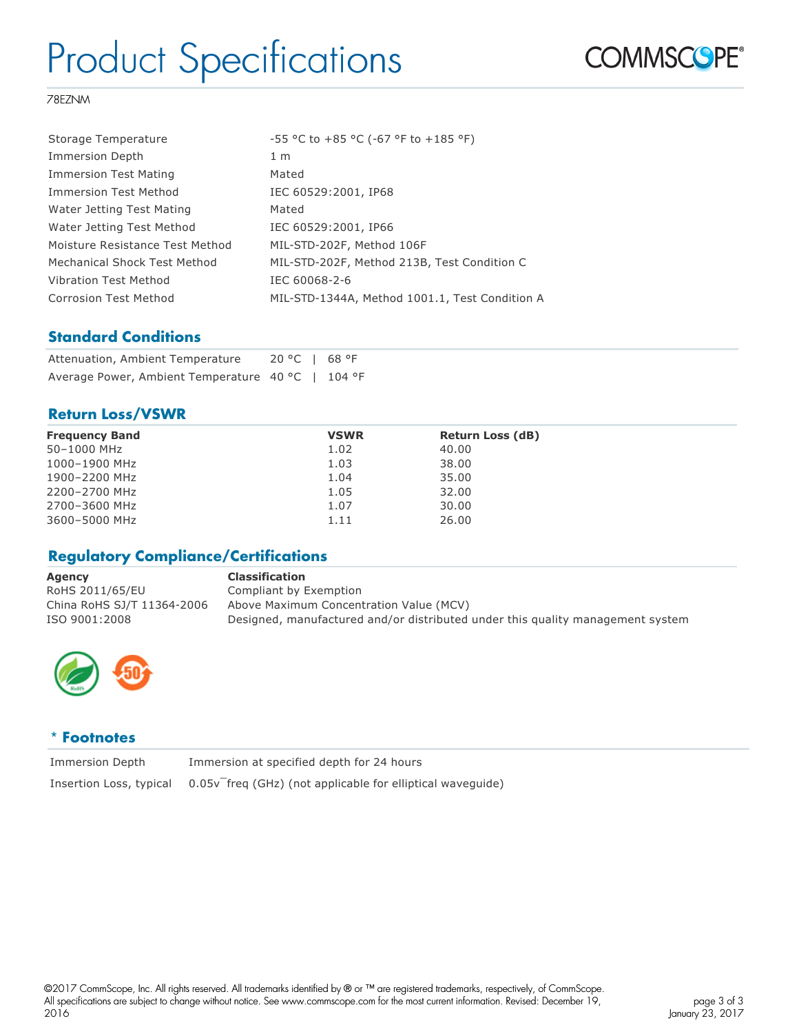78EZNM

| | |
|---|---|
| Storage Temperature | -55 °C to +85 °C (-67 °F to +185 °F) |
| Immersion Depth | 1 m |
| Immersion Test Mating | Mated |
| Immersion Test Method | IEC 60529:2001, IP68 |
| Water Jetting Test Mating | Mated |
| Water Jetting Test Method | IEC 60529:2001, IP66 |
| Moisture Resistance Test Method | MIL-STD-202F, Method 106F |
| Mechanical Shock Test Method | MIL-STD-202F, Method 213B, Test Condition C |
| Vibration Test Method | IEC 60068-2-6 |
| Corrosion Test Method | MIL-STD-1344A, Method 1001.1, Test Condition A |

## Standard Conditions

| | |
|---|---|
| Attenuation, Ambient Temperature | 20 °C \| 68 °F |
| Average Power, Ambient Temperature | 40 °C \| 104 °F |

## Return Loss/VSWR

| Frequency Band | VSWR | Return Loss (dB) |
|---|---|---|
| 50–1000 MHz | 1.02 | 40.00 |
| 1000–1900 MHz | 1.03 | 38.00 |
| 1900–2200 MHz | 1.04 | 35.00 |
| 2200–2700 MHz | 1.05 | 32.00 |
| 2700–3600 MHz | 1.07 | 30.00 |
| 3600–5000 MHz | 1.11 | 26.00 |

## Regulatory Compliance/Certifications

| Agency | Classification |
|---|---|
| RoHS 2011/65/EU | Compliant by Exemption |
| China RoHS SJ/T 11364-2006 | Above Maximum Concentration Value (MCV) |
| ISO 9001:2008 | Designed, manufactured and/or distributed under this quality management system |

## * Footnotes

| | |
|---|---|
| Immersion Depth | Immersion at specified depth for 24 hours |
| Insertion Loss, typical | 0.05v¯freq (GHz) (not applicable for elliptical waveguide) |

©2017 CommScope, Inc. All rights reserved. All trademarks identified by ® or ™ are registered trademarks, respectively, of CommScope.
All specifications are subject to change without notice. See www.commscope.com for the most current information. Revised: December 19, 2016

January 23, 2017